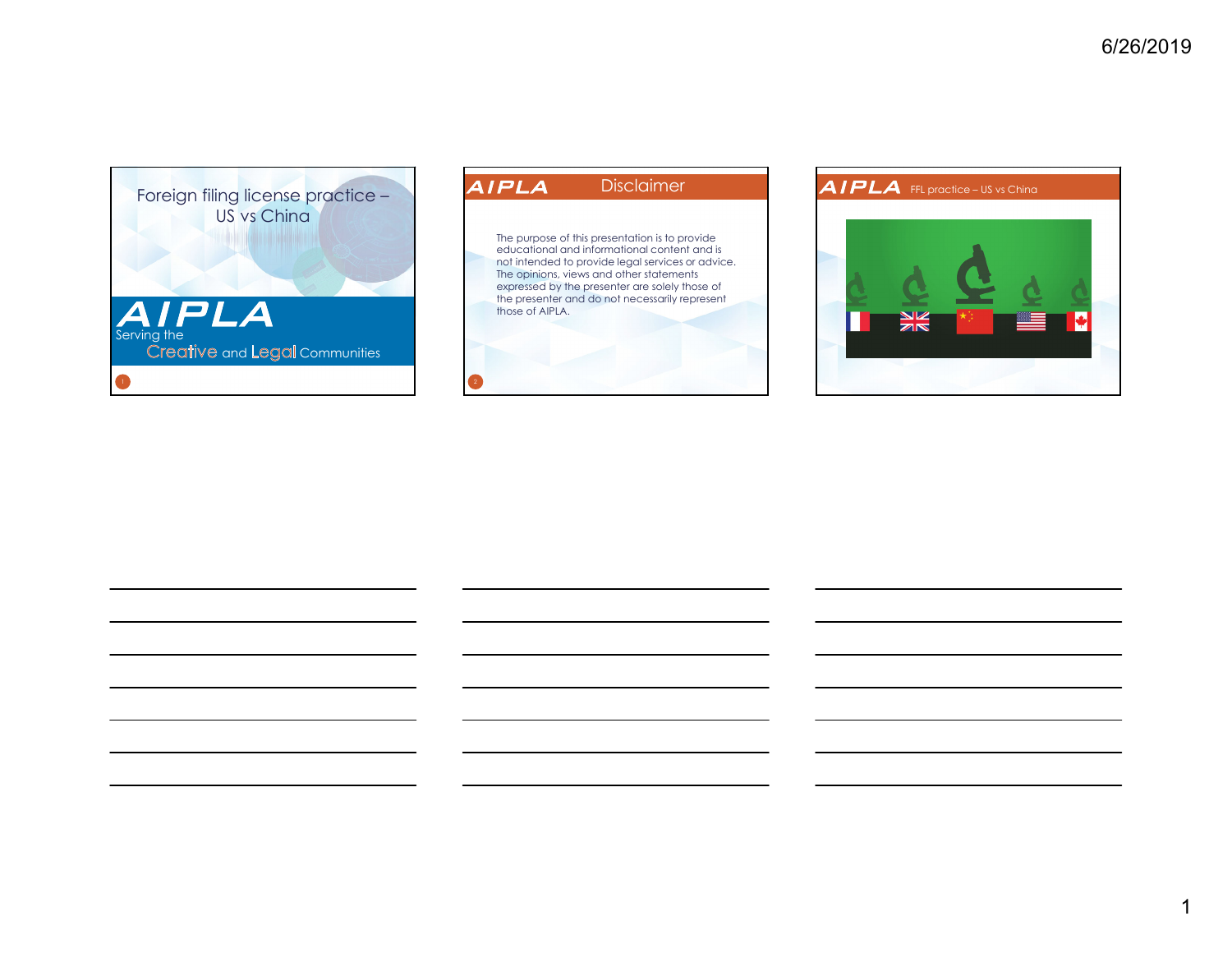# Foreign filing license practice – US vs China

AIPLA

Serving the Creative and Legal Communities

## Disclaimer

The purpose of this presentation is to provide educational and informational content and is not intended to provide legal services or advice. The opinions, views and other statements expressed by the presenter are solely those of the presenter and do not necessarily represent those of AIPLA.

## FFL practice – US vs China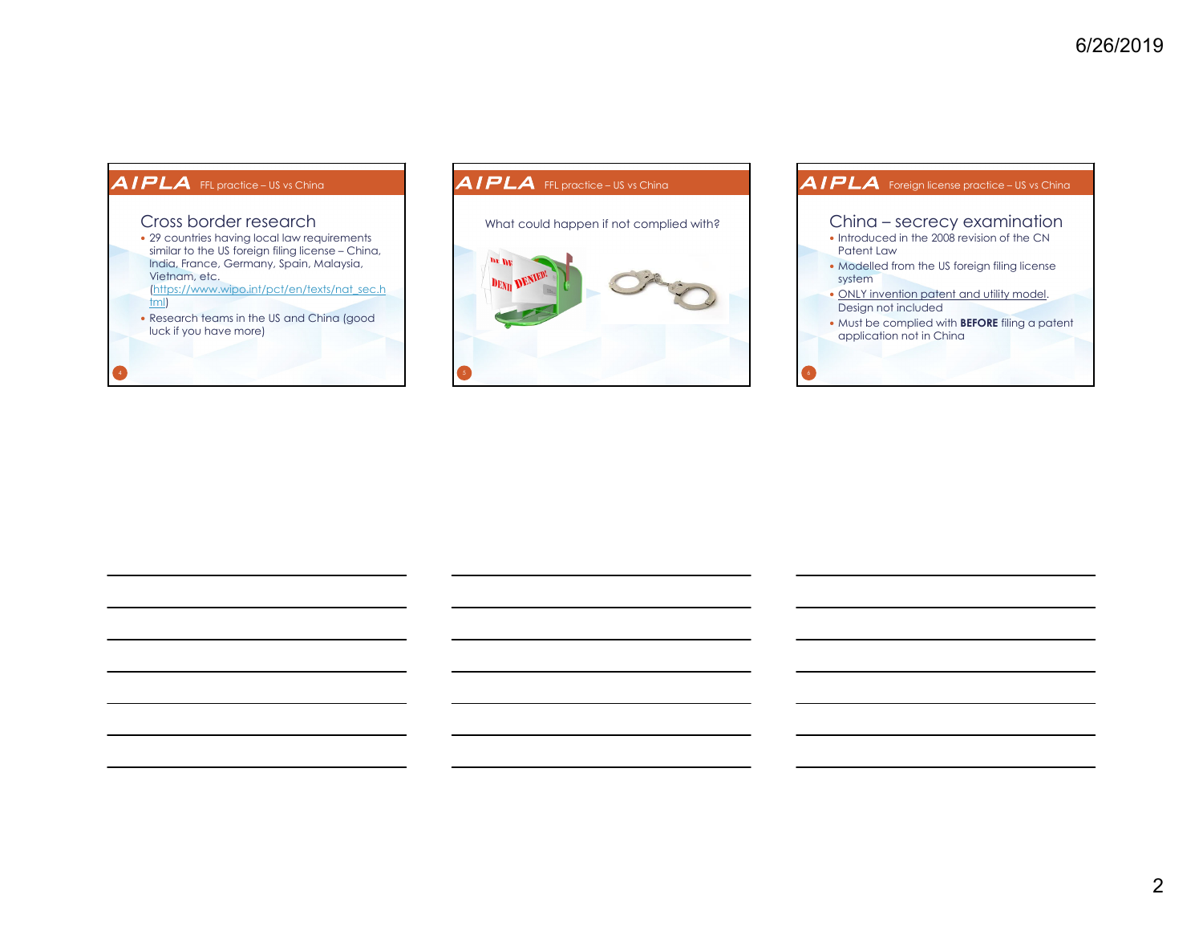## FFL practice – US vs China

### Cross border research

- 29 countries having local law requirements similar to the US foreign filing license – China, India, France, Germany, Spain, Malaysia, Vietnam, etc. (https://www.wipo.int/pct/en/texts/nat_sec.html)
- Research teams in the US and China (good luck if you have more)

## FFL practice – US vs China

What could happen if not complied with?

## Foreign license practice – US vs China

### China – secrecy examination

- Introduced in the 2008 revision of the CN Patent Law
- Modelled from the US foreign filing license system
- ONLY invention patent and utility model. Design not included
- Must be complied with **BEFORE** filing a patent application not in China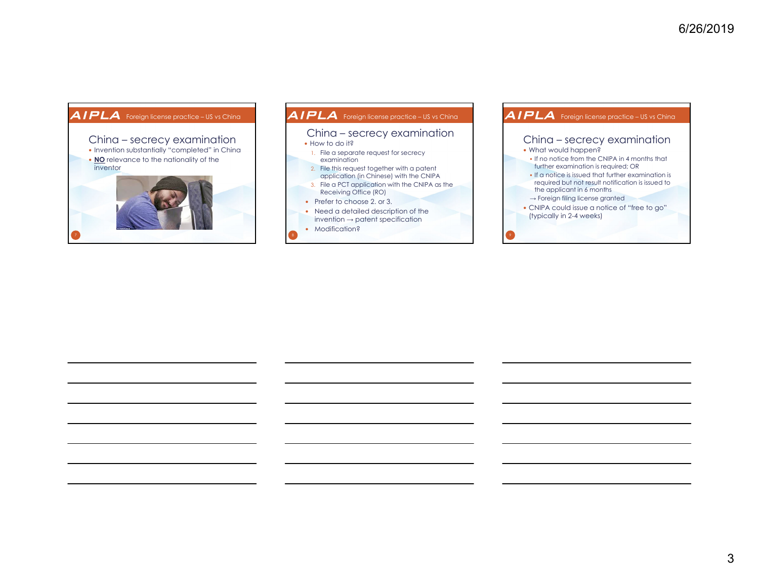## China – secrecy examination

- Invention substantially "completed" in China
- **NO** relevance to the nationality of the inventor

## China – secrecy examination

- How to do it?
  1. File a separate request for secrecy examination
  2. File this request together with a patent application (in Chinese) with the CNIPA
  3. File a PCT application with the CNIPA as the Receiving Office (RO)
- Prefer to choose 2. or 3.
- Need a detailed description of the invention → patent specification
- Modification?

## China – secrecy examination

- What would happen?
  - If no notice from the CNIPA in 4 months that further examination is required; OR
  - If a notice is issued that further examination is required but not result notification is issued to the applicant in 6 months

  → Foreign filing license granted
- CNIPA could issue a notice of "free to go" (typically in 2-4 weeks)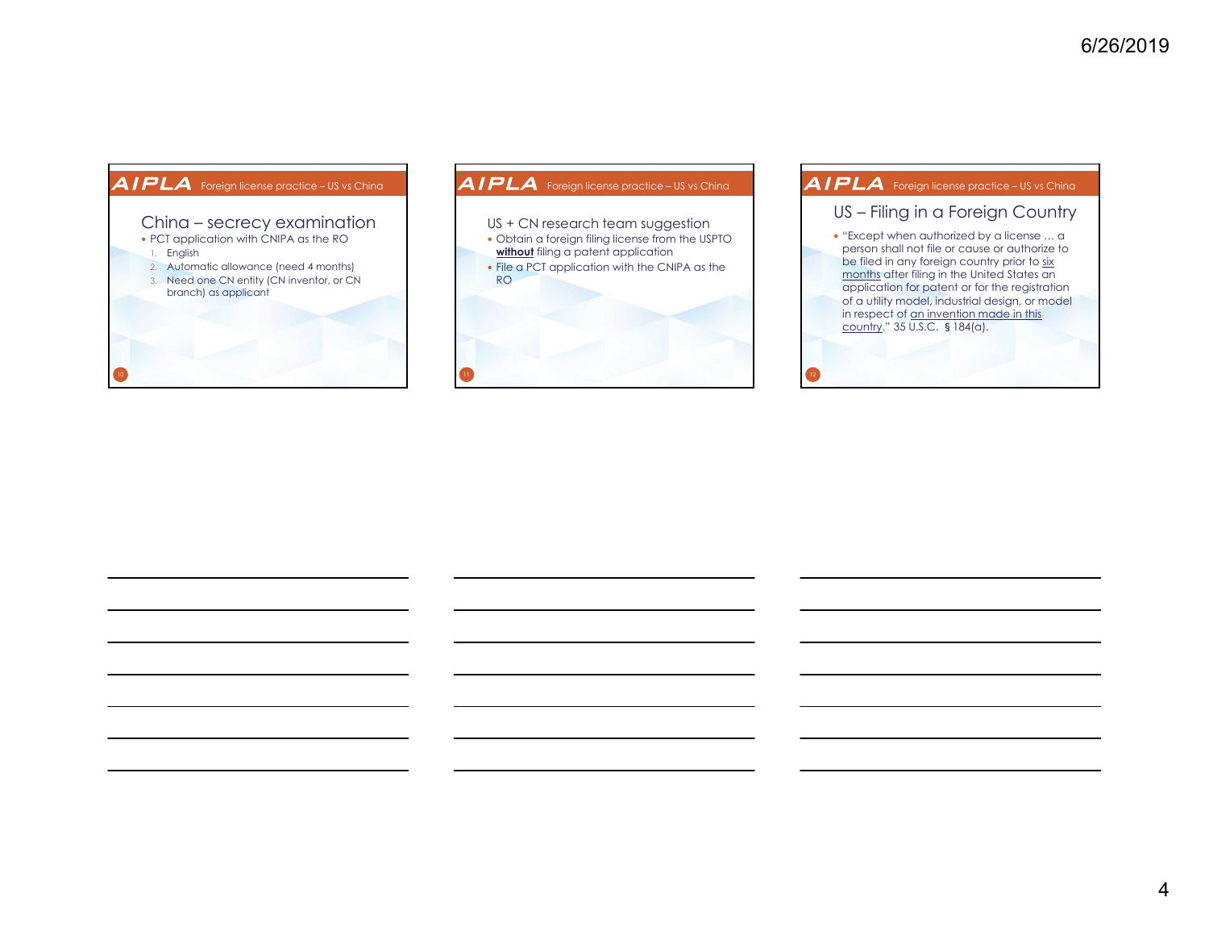## China – secrecy examination

- PCT application with CNIPA as the RO
  1. English
  2. Automatic allowance (need 4 months)
  3. Need one CN entity (CN inventor, or CN branch) as applicant

## US + CN research team suggestion

- Obtain a foreign filing license from the USPTO **without** filing a patent application
- File a PCT application with the CNIPA as the RO

## US – Filing in a Foreign Country

- "Except when authorized by a license … a person shall not file or cause or authorize to be filed in any foreign country prior to six months after filing in the United States an application for patent or for the registration of a utility model, industrial design, or model in respect of an invention made in this country." 35 U.S.C. § 184(a).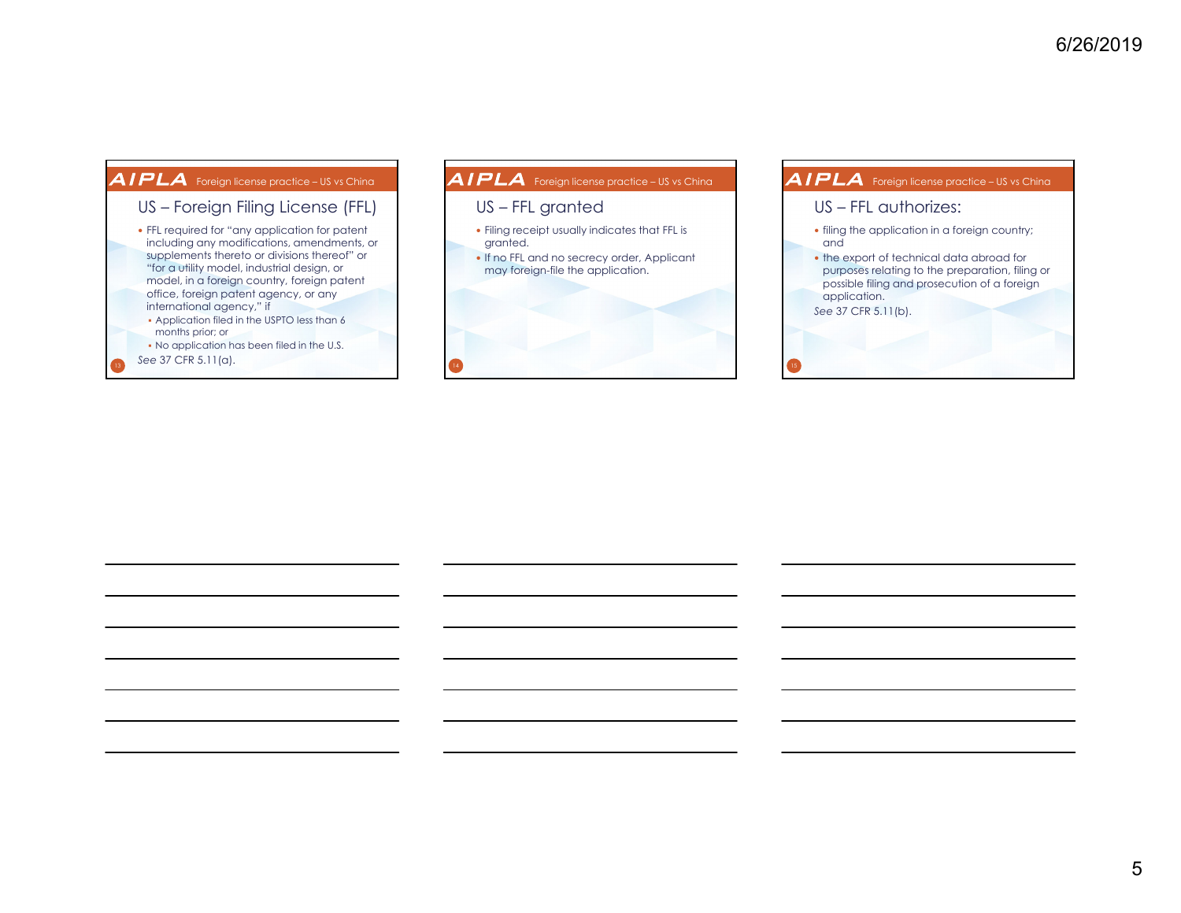## US – Foreign Filing License (FFL)

- FFL required for "any application for patent including any modifications, amendments, or supplements thereto or divisions thereof" or "for a utility model, industrial design, or model, in a foreign country, foreign patent office, foreign patent agency, or any international agency," if
  - Application filed in the USPTO less than 6 months prior; or
  - No application has been filed in the U.S.

*See* 37 CFR 5.11(a).

## US – FFL granted

- Filing receipt usually indicates that FFL is granted.
- If no FFL and no secrecy order, Applicant may foreign-file the application.

## US – FFL authorizes:

- filing the application in a foreign country; and
- the export of technical data abroad for purposes relating to the preparation, filing or possible filing and prosecution of a foreign application.

*See* 37 CFR 5.11(b).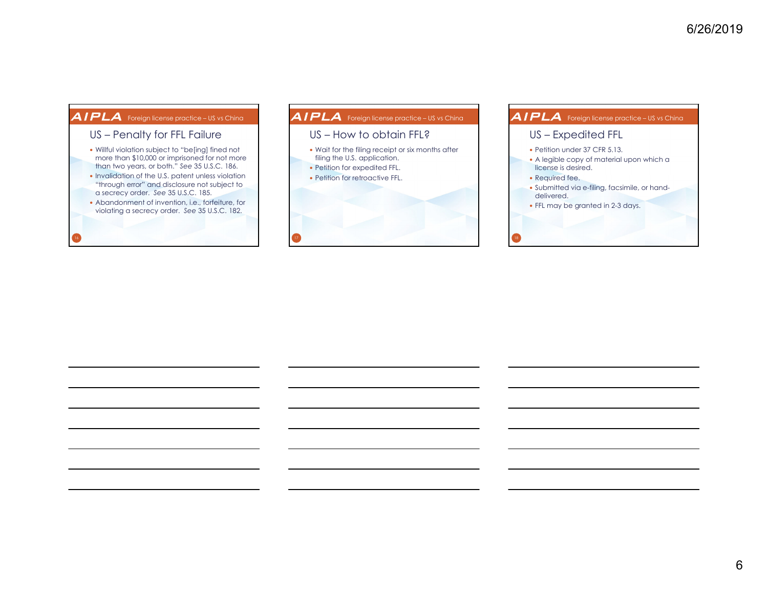## US – Penalty for FFL Failure

- Willful violation subject to "be[ing] fined not more than $10,000 or imprisoned for not more than two years, or both." *See* 35 U.S.C. 186.
- Invalidation of the U.S. patent unless violation "through error" and disclosure not subject to a secrecy order. *See* 35 U.S.C. 185.
- Abandonment of invention, i.e., forfeiture, for violating a secrecy order. *See* 35 U.S.C. 182.

## US – How to obtain FFL?

- Wait for the filing receipt or six months after filing the U.S. application.
- Petition for expedited FFL.
- Petition for retroactive FFL.

## US – Expedited FFL

- Petition under 37 CFR 5.13.
- A legible copy of material upon which a license is desired.
- Required fee.
- Submitted via e-filing, facsimile, or hand-delivered.
- FFL may be granted in 2-3 days.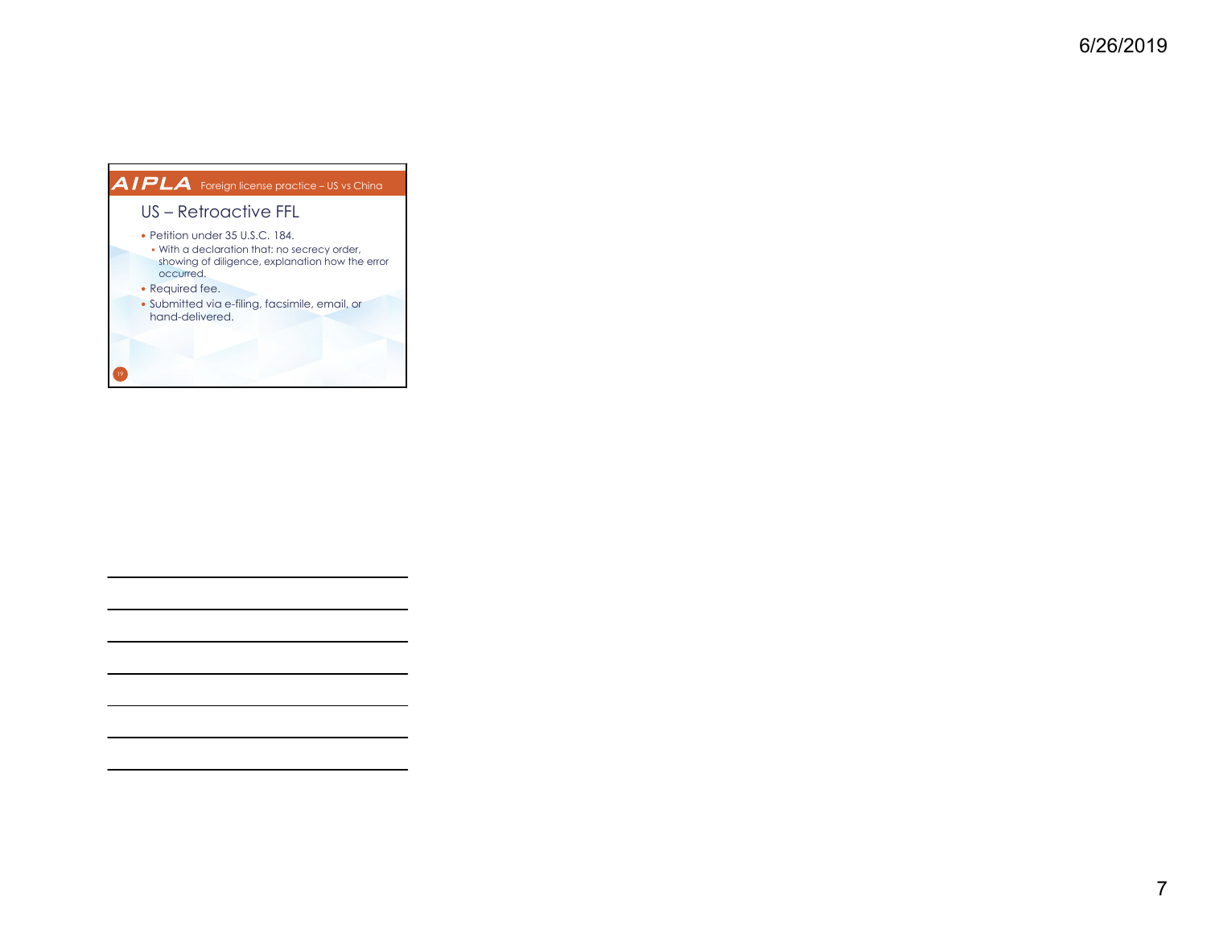AIPLA Foreign license practice – US vs China

## US – Retroactive FFL

- Petition under 35 U.S.C. 184.
  - With a declaration that: no secrecy order, showing of diligence, explanation how the error occurred.
- Required fee.
- Submitted via e-filing, facsimile, email, or hand-delivered.